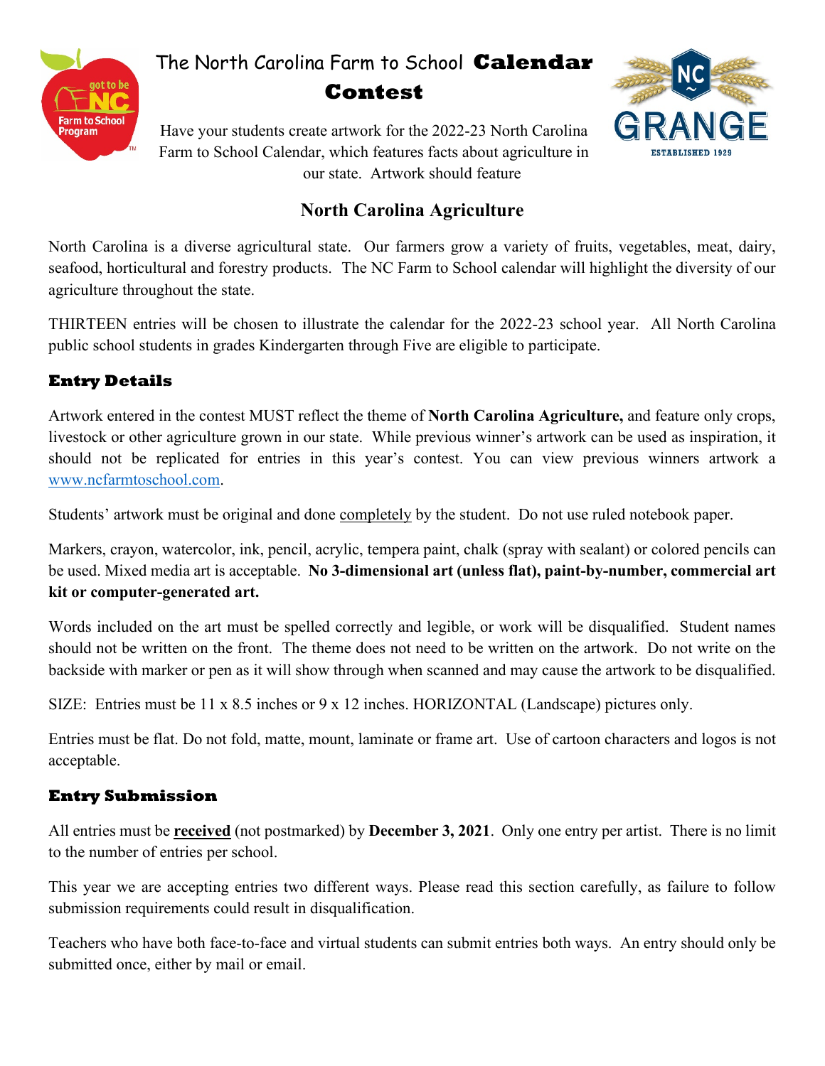# The North Carolina Farm to School **Calendar Contest**

Have your students create artwork for the 2022-23 North Carolina Farm to School Calendar, which features facts about agriculture in our state. Artwork should feature

## North Carolina Agriculture

North Carolina is a diverse agricultural state. Our farmers grow a variety of fruits, vegetables, meat, dairy, seafood, horticultural and forestry products. The NC Farm to School calendar will highlight the diversity of our agriculture throughout the state.

THIRTEEN entries will be chosen to illustrate the calendar for the 2022-23 school year. All North Carolina public school students in grades Kindergarten through Five are eligible to participate.

### Entry Details

Artwork entered in the contest MUST reflect the theme of **North Carolina Agriculture,** and feature only crops, livestock or other agriculture grown in our state. While previous winner's artwork can be used as inspiration, it should not be replicated for entries in this year's contest. You can view previous winners artwork a [www.ncfarmtoschool.com](http://www.ncfarmtoschool.com).

Students' artwork must be original and done completely by the student. Do not use ruled notebook paper.

Markers, crayon, watercolor, ink, pencil, acrylic, tempera paint, chalk (spray with sealant) or colored pencils can be used. Mixed media art is acceptable. **No 3-dimensional art (unless flat), paint-by-number, commercial art kit or computer-generated art.**

Words included on the art must be spelled correctly and legible, or work will be disqualified. Student names should not be written on the front. The theme does not need to be written on the artwork. Do not write on the backside with marker or pen as it will show through when scanned and may cause the artwork to be disqualified.

SIZE: Entries must be 11 x 8.5 inches or 9 x 12 inches. HORIZONTAL (Landscape) pictures only.

Entries must be flat. Do not fold, matte, mount, laminate or frame art. Use of cartoon characters and logos is not acceptable.

### Entry Submission

All entries must be **received** (not postmarked) by **December 3, 2021**. Only one entry per artist. There is no limit to the number of entries per school.

This year we are accepting entries two different ways. Please read this section carefully, as failure to follow submission requirements could result in disqualification.

Teachers who have both face-to-face and virtual students can submit entries both ways. An entry should only be submitted once, either by mail or email.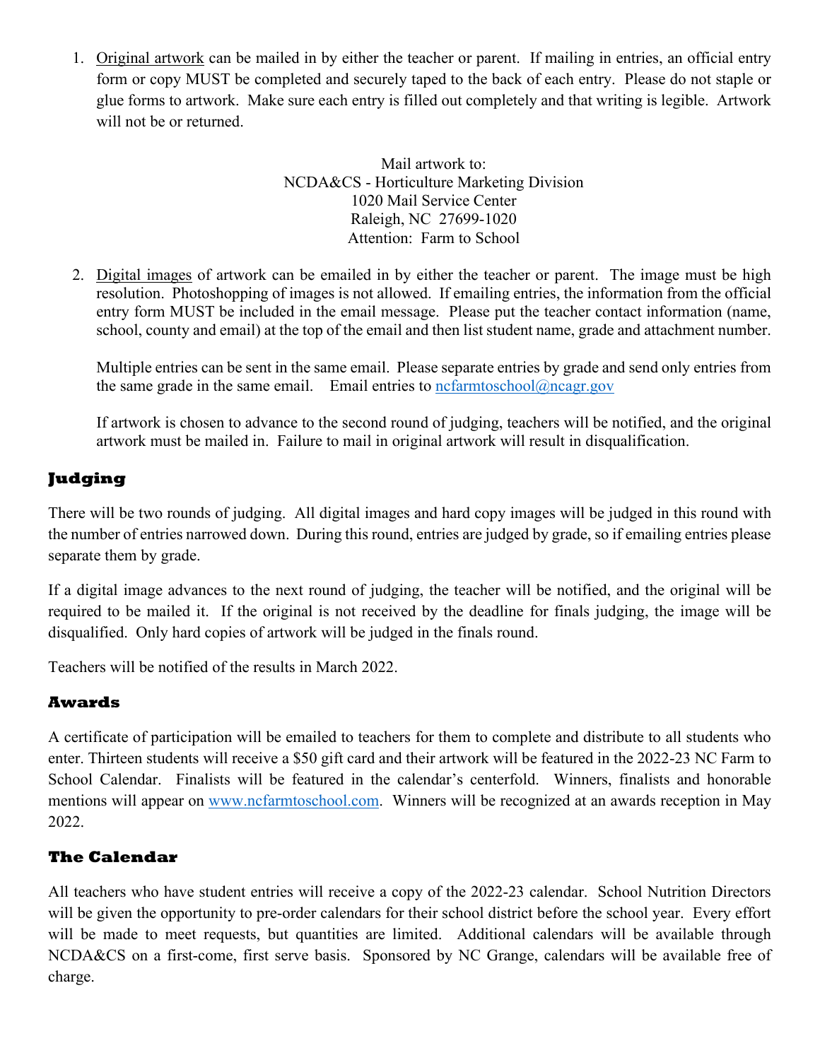1. Original artwork can be mailed in by either the teacher or parent. If mailing in entries, an official entry form or copy MUST be completed and securely taped to the back of each entry. Please do not staple or glue forms to artwork. Make sure each entry is filled out completely and that writing is legible. Artwork will not be or returned.

   Mail artwork to:
   NCDA&CS - Horticulture Marketing Division
   1020 Mail Service Center
   Raleigh, NC 27699-1020
   Attention: Farm to School

2. Digital images of artwork can be emailed in by either the teacher or parent. The image must be high resolution. Photoshopping of images is not allowed. If emailing entries, the information from the official entry form MUST be included in the email message. Please put the teacher contact information (name, school, county and email) at the top of the email and then list student name, grade and attachment number.

   Multiple entries can be sent in the same email. Please separate entries by grade and send only entries from the same grade in the same email. Email entries to ncfarmtoschool@ncagr.gov

   If artwork is chosen to advance to the second round of judging, teachers will be notified, and the original artwork must be mailed in. Failure to mail in original artwork will result in disqualification.

## Judging

There will be two rounds of judging. All digital images and hard copy images will be judged in this round with the number of entries narrowed down. During this round, entries are judged by grade, so if emailing entries please separate them by grade.

If a digital image advances to the next round of judging, the teacher will be notified, and the original will be required to be mailed it. If the original is not received by the deadline for finals judging, the image will be disqualified. Only hard copies of artwork will be judged in the finals round.

Teachers will be notified of the results in March 2022.

## Awards

A certificate of participation will be emailed to teachers for them to complete and distribute to all students who enter. Thirteen students will receive a $50 gift card and their artwork will be featured in the 2022-23 NC Farm to School Calendar. Finalists will be featured in the calendar's centerfold. Winners, finalists and honorable mentions will appear on www.ncfarmtoschool.com. Winners will be recognized at an awards reception in May 2022.

## The Calendar

All teachers who have student entries will receive a copy of the 2022-23 calendar. School Nutrition Directors will be given the opportunity to pre-order calendars for their school district before the school year. Every effort will be made to meet requests, but quantities are limited. Additional calendars will be available through NCDA&CS on a first-come, first serve basis. Sponsored by NC Grange, calendars will be available free of charge.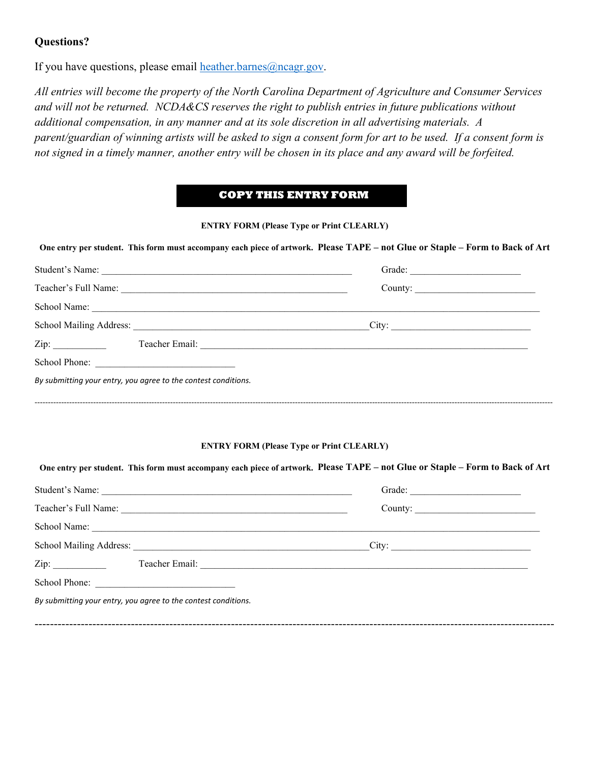**Questions?**

If you have questions, please email [heather.barnes@ncagr.gov](mailto:heather.barnes@ncagr.gov).

*All entries will become the property of the North Carolina Department of Agriculture and Consumer Services and will not be returned. NCDA&CS reserves the right to publish entries in future publications without additional compensation, in any manner and at its sole discretion in all advertising materials. A parent/guardian of winning artists will be asked to sign a consent form for art to be used. If a consent form is not signed in a timely manner, another entry will be chosen in its place and any award will be forfeited.*

**COPY THIS ENTRY FORM**

**ENTRY FORM (Please Type or Print CLEARLY)**

**One entry per student. This form must accompany each piece of artwork. Please TAPE – not Glue or Staple – Form to Back of Art**

Student's Name: _______________________________________________ Grade: ______________________

Teacher's Full Name: ____________________________________________ County: ________________________

School Name: ______________________________________________________________________________

School Mailing Address: _____________________________________________ City: ___________________________

Zip: ___________ Teacher Email: _________________________________________________________________

School Phone: ____________________________

*By submitting your entry, you agree to the contest conditions.*

---

**ENTRY FORM (Please Type or Print CLEARLY)**

**One entry per student. This form must accompany each piece of artwork. Please TAPE – not Glue or Staple – Form to Back of Art**

Student's Name: _______________________________________________ Grade: ______________________

Teacher's Full Name: ____________________________________________ County: ________________________

School Name: ______________________________________________________________________________

School Mailing Address: _____________________________________________ City: ___________________________

Zip: ___________ Teacher Email: _________________________________________________________________

School Phone: ____________________________

*By submitting your entry, you agree to the contest conditions.*

---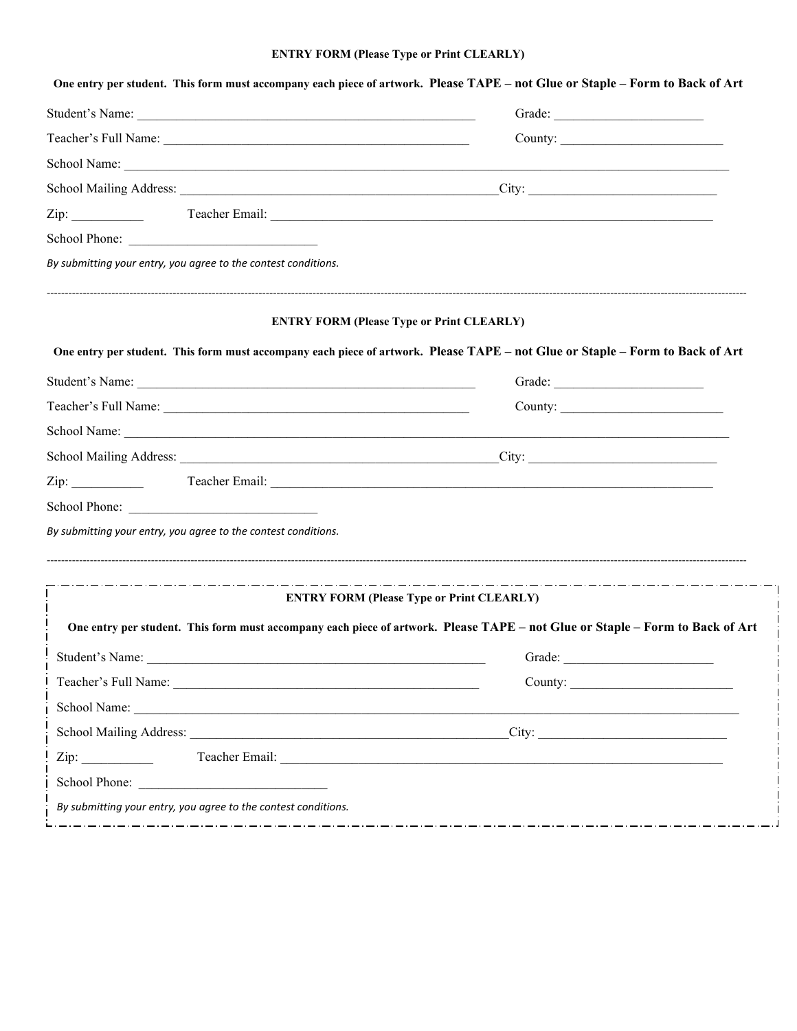**ENTRY FORM (Please Type or Print CLEARLY)**

**One entry per student. This form must accompany each piece of artwork. Please TAPE – not Glue or Staple – Form to Back of Art**

Student's Name: ______________________________________________________ Grade: ________________________

Teacher's Full Name: _________________________________________________ County: __________________________

School Name: ______________________________________________________________________________________________

School Mailing Address: ___________________________________________________City: ______________________________

Zip: ___________ Teacher Email: _________________________________________________________________________

School Phone: ______________________________

*By submitting your entry, you agree to the contest conditions.*

---

**ENTRY FORM (Please Type or Print CLEARLY)**

**One entry per student. This form must accompany each piece of artwork. Please TAPE – not Glue or Staple – Form to Back of Art**

Student's Name: ______________________________________________________ Grade: ________________________

Teacher's Full Name: _________________________________________________ County: __________________________

School Name: ______________________________________________________________________________________________

School Mailing Address: ___________________________________________________City: ______________________________

Zip: ___________ Teacher Email: _________________________________________________________________________

School Phone: ______________________________

*By submitting your entry, you agree to the contest conditions.*

---

**ENTRY FORM (Please Type or Print CLEARLY)**

**One entry per student. This form must accompany each piece of artwork. Please TAPE – not Glue or Staple – Form to Back of Art**

Student's Name: ______________________________________________________ Grade: ________________________

Teacher's Full Name: _________________________________________________ County: __________________________

School Name: ______________________________________________________________________________________________

School Mailing Address: ___________________________________________________City: ______________________________

Zip: ___________ Teacher Email: _________________________________________________________________________

School Phone: ______________________________

*By submitting your entry, you agree to the contest conditions.*